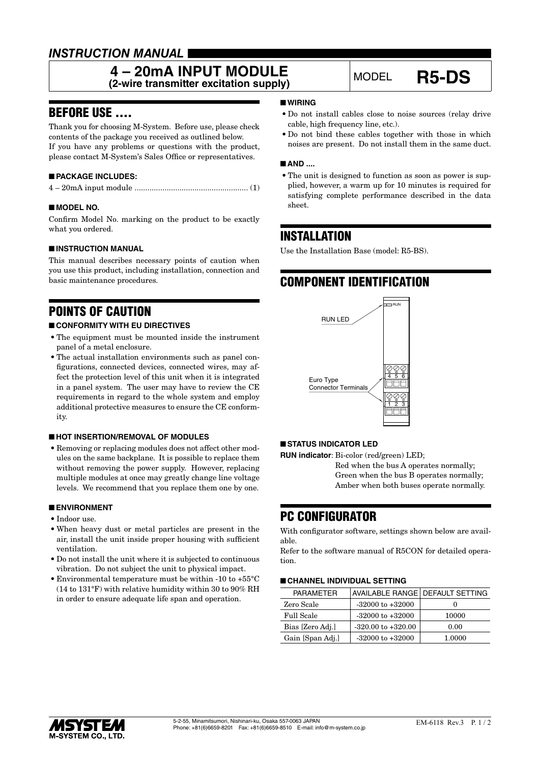*INSTRUCTION MANUAL*

# 4 – 20mA INPUT MODULE
**(2-wire transmitter excitation supply)**

MODEL **R5-DS**

## BEFORE USE ....

Thank you for choosing M-System. Before use, please check contents of the package you received as outlined below.
If you have any problems or questions with the product, please contact M-System's Sales Office or representatives.

### ■ PACKAGE INCLUDES:

4 – 20mA input module .................................................... (1)

### ■ MODEL NO.

Confirm Model No. marking on the product to be exactly what you ordered.

### ■ INSTRUCTION MANUAL

This manual describes necessary points of caution when you use this product, including installation, connection and basic maintenance procedures.

## POINTS OF CAUTION

### ■ CONFORMITY WITH EU DIRECTIVES

- The equipment must be mounted inside the instrument panel of a metal enclosure.
- The actual installation environments such as panel configurations, connected devices, connected wires, may affect the protection level of this unit when it is integrated in a panel system. The user may have to review the CE requirements in regard to the whole system and employ additional protective measures to ensure the CE conformity.

### ■ HOT INSERTION/REMOVAL OF MODULES

- Removing or replacing modules does not affect other modules on the same backplane. It is possible to replace them without removing the power supply. However, replacing multiple modules at once may greatly change line voltage levels. We recommend that you replace them one by one.

### ■ ENVIRONMENT

- Indoor use.
- When heavy dust or metal particles are present in the air, install the unit inside proper housing with sufficient ventilation.
- Do not install the unit where it is subjected to continuous vibration. Do not subject the unit to physical impact.
- Environmental temperature must be within -10 to +55°C (14 to 131°F) with relative humidity within 30 to 90% RH in order to ensure adequate life span and operation.

### ■ WIRING

- Do not install cables close to noise sources (relay drive cable, high frequency line, etc.).
- Do not bind these cables together with those in which noises are present. Do not install them in the same duct.

### ■ AND ....

- The unit is designed to function as soon as power is supplied, however, a warm up for 10 minutes is required for satisfying complete performance described in the data sheet.

## INSTALLATION

Use the Installation Base (model: R5-BS).

## COMPONENT IDENTIFICATION

RUN LED

Euro Type Connector Terminals

### ■ STATUS INDICATOR LED

**RUN indicator**: Bi-color (red/green) LED;
Red when the bus A operates normally;
Green when the bus B operates normally;
Amber when both buses operate normally.

## PC CONFIGURATOR

With configurator software, settings shown below are available.
Refer to the software manual of R5CON for detailed operation.

### ■ CHANNEL INDIVIDUAL SETTING

| PARAMETER | AVAILABLE RANGE | DEFAULT SETTING |
|---|---|---|
| Zero Scale | -32000 to +32000 | 0 |
| Full Scale | -32000 to +32000 | 10000 |
| Bias [Zero Adj.] | -320.00 to +320.00 | 0.00 |
| Gain [Span Adj.] | -32000 to +32000 | 1.0000 |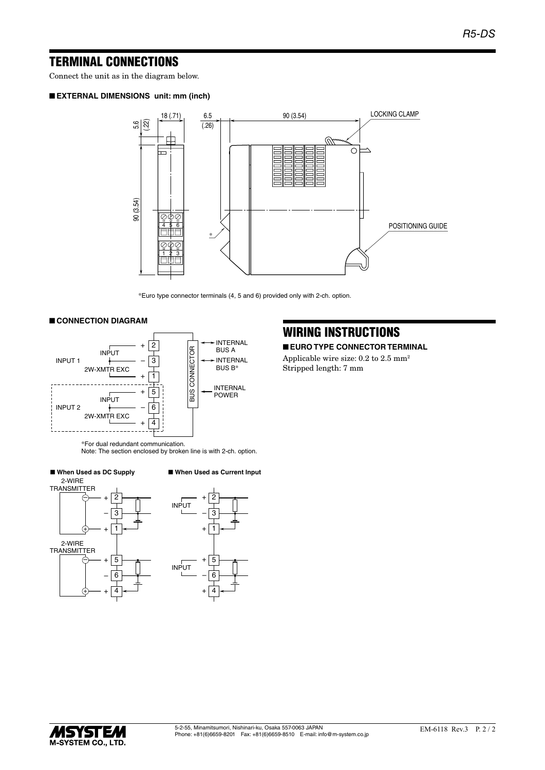## TERMINAL CONNECTIONS

Connect the unit as in the diagram below.

### ■ EXTERNAL DIMENSIONS unit: mm (inch)

18 (.71)
5.6 (.22)
90 (3.54)
6.5 (.26)
90 (3.54)
LOCKING CLAMP
POSITIONING GUIDE
4 5 6
1 2 3
*

*Euro type connector terminals (4, 5 and 6) provided only with 2-ch. option.

### ■ CONNECTION DIAGRAM

INPUT 1
INPUT
2W-XMTR EXC
INPUT 2
INPUT
2W-XMTR EXC
BUS CONNECTOR
INTERNAL BUS A
INTERNAL BUS B*
INTERNAL POWER

*For dual redundant communication.
Note: The section enclosed by broken line is with 2-ch. option.

■ When Used as DC Supply

2-WIRE TRANSMITTER
2-WIRE TRANSMITTER

■ When Used as Current Input

INPUT
INPUT

## WIRING INSTRUCTIONS

### ■ EURO TYPE CONNECTOR TERMINAL

Applicable wire size: 0.2 to 2.5 mm²
Stripped length: 7 mm